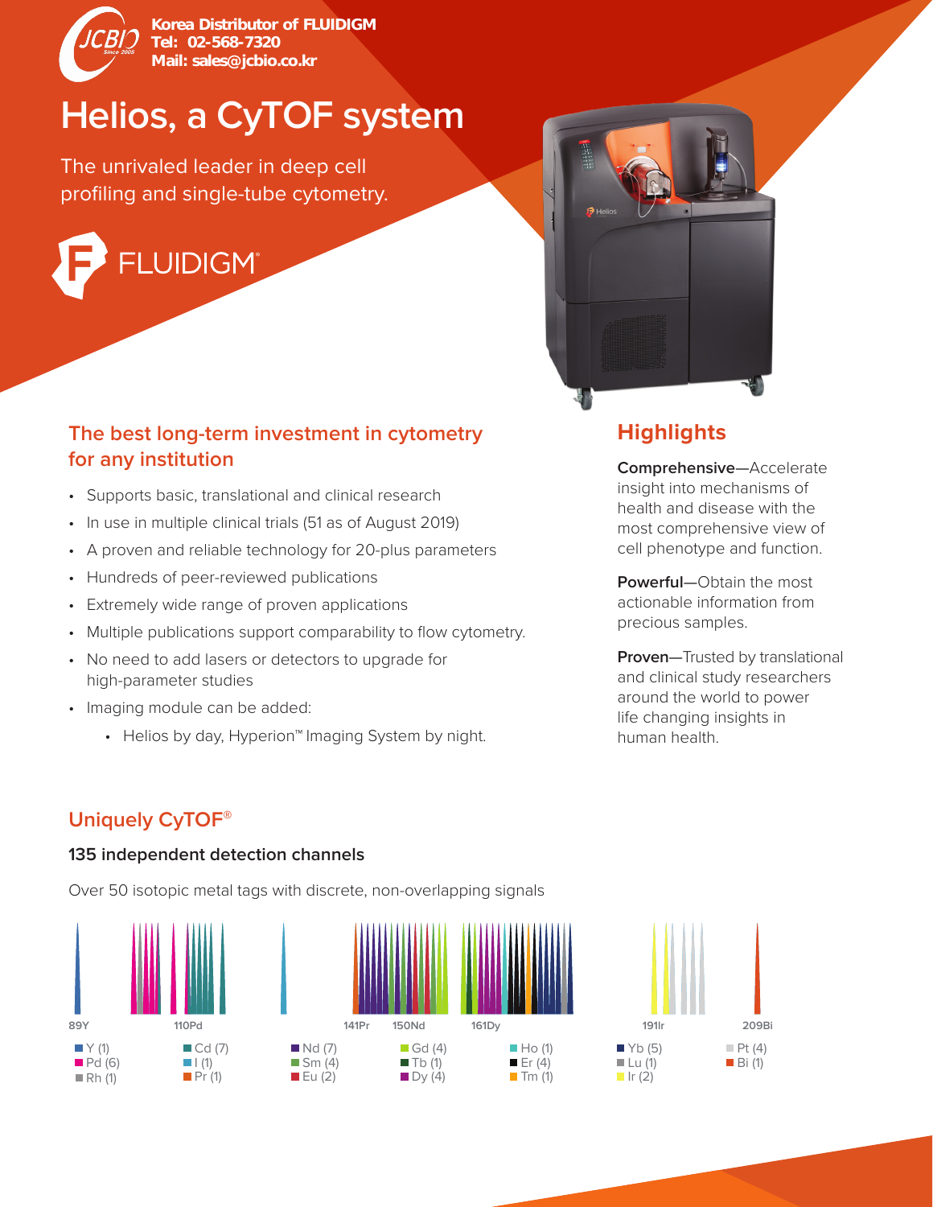Korea Distributor of FLUIDIGM
Tel: 02-568-7320
Mail: sales@jcbio.co.kr

# Helios, a CyTOF system

The unrivaled leader in deep cell profiling and single-tube cytometry.

FLUIDIGM®

## The best long-term investment in cytometry for any institution

- Supports basic, translational and clinical research
- In use in multiple clinical trials (51 as of August 2019)
- A proven and reliable technology for 20-plus parameters
- Hundreds of peer-reviewed publications
- Extremely wide range of proven applications
- Multiple publications support comparability to flow cytometry.
- No need to add lasers or detectors to upgrade for high-parameter studies
- Imaging module can be added:
    - Helios by day, Hyperion™ Imaging System by night.

## Highlights

**Comprehensive**—Accelerate insight into mechanisms of health and disease with the most comprehensive view of cell phenotype and function.

**Powerful**—Obtain the most actionable information from precious samples.

**Proven**—Trusted by translational and clinical study researchers around the world to power life changing insights in human health.

## Uniquely CyTOF®

### 135 independent detection channels

Over 50 isotopic metal tags with discrete, non-overlapping signals

89Y 110Pd 141Pr 150Nd 161Dy 191Ir 209Bi

Y (1), Pd (6), Rh (1), Cd (7), I (1), Pr (1), Nd (7), Sm (4), Eu (2), Gd (4), Tb (1), Dy (4), Ho (1), Er (4), Tm (1), Yb (5), Lu (1), Ir (2), Pt (4), Bi (1)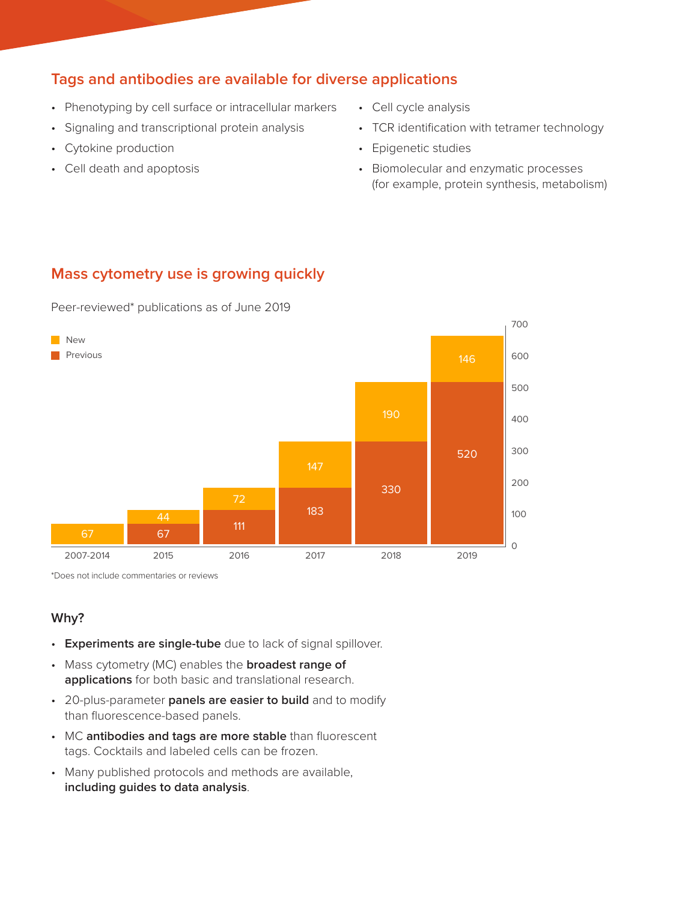## Tags and antibodies are available for diverse applications

- Phenotyping by cell surface or intracellular markers
- Signaling and transcriptional protein analysis
- Cytokine production
- Cell death and apoptosis
- Cell cycle analysis
- TCR identification with tetramer technology
- Epigenetic studies
- Biomolecular and enzymatic processes (for example, protein synthesis, metabolism)

## Mass cytometry use is growing quickly

Peer-reviewed* publications as of June 2019

| Year | Previous | New |
|---|---|---|
| 2007-2014 | | 67 |
| 2015 | 67 | 44 |
| 2016 | 111 | 72 |
| 2017 | 183 | 147 |
| 2018 | 330 | 190 |
| 2019 | 520 | 146 |

*Does not include commentaries or reviews

### Why?

- **Experiments are single-tube** due to lack of signal spillover.
- Mass cytometry (MC) enables the **broadest range of applications** for both basic and translational research.
- 20-plus-parameter **panels are easier to build** and to modify than fluorescence-based panels.
- MC **antibodies and tags are more stable** than fluorescent tags. Cocktails and labeled cells can be frozen.
- Many published protocols and methods are available, **including guides to data analysis**.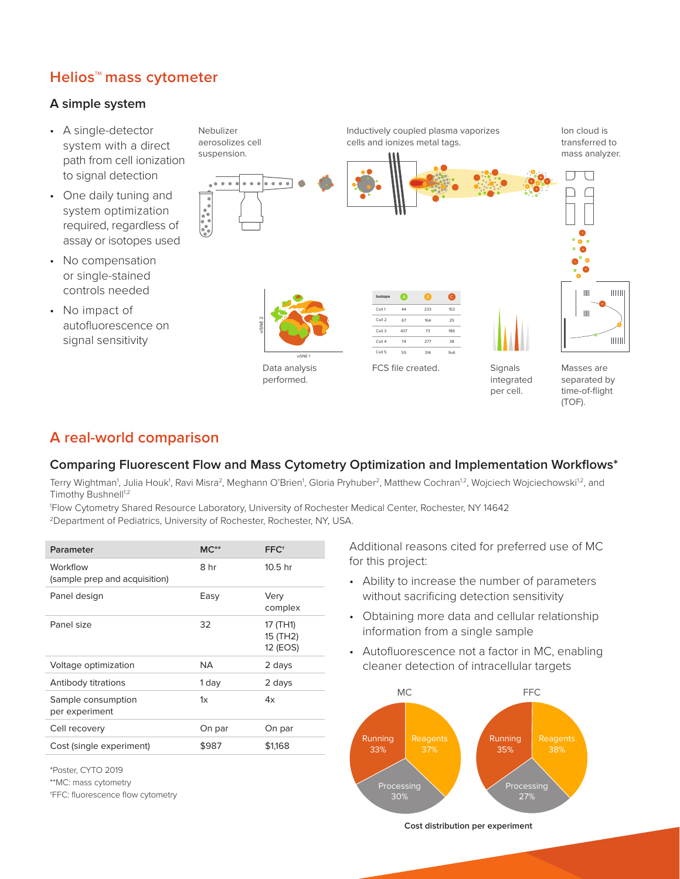## Helios™ mass cytometer

### A simple system

- A single-detector system with a direct path from cell ionization to signal detection
- One daily tuning and system optimization required, regardless of assay or isotopes used
- No compensation or single-stained controls needed
- No impact of autofluorescence on signal sensitivity

Nebulizer aerosolizes cell suspension.

Inductively coupled plasma vaporizes cells and ionizes metal tags.

Ion cloud is transferred to mass analyzer.

Masses are separated by time-of-flight (TOF).

Signals integrated per cell.

FCS file created.

| Isotope | A | B | C |
|---|---|---|---|
| Cell 1 | 44 | 233 | 153 |
| Cell 2 | 67 | 164 | 25 |
| Cell 3 | 437 | 73 | 186 |
| Cell 4 | 74 | 277 | 38 |
| Cell 5 | 55 | 314 | 9v6 |

Data analysis performed.

## A real-world comparison

### Comparing Fluorescent Flow and Mass Cytometry Optimization and Implementation Workflows*

Terry Wightman[1], Julia Houk[1], Ravi Misra[2], Meghann O'Brien[1], Gloria Pryhuber[2], Matthew Cochran[1,2], Wojciech Wojciechowski[1,2], and Timothy Bushnell[1,2]

[1]Flow Cytometry Shared Resource Laboratory, University of Rochester Medical Center, Rochester, NY 14642
[2]Department of Pediatrics, University of Rochester, Rochester, NY, USA.

| Parameter | MC** | FFC† |
|---|---|---|
| Workflow (sample prep and acquisition) | 8 hr | 10.5 hr |
| Panel design | Easy | Very complex |
| Panel size | 32 | 17 (TH1) 15 (TH2) 12 (EOS) |
| Voltage optimization | NA | 2 days |
| Antibody titrations | 1 day | 2 days |
| Sample consumption per experiment | 1x | 4x |
| Cell recovery | On par | On par |
| Cost (single experiment) | $987 | $1,168 |

*Poster, CYTO 2019
**MC: mass cytometry
†FFC: fluorescence flow cytometry

Additional reasons cited for preferred use of MC for this project:

- Ability to increase the number of parameters without sacrificing detection sensitivity
- Obtaining more data and cellular relationship information from a single sample
- Autofluorescence not a factor in MC, enabling cleaner detection of intracellular targets

| | MC | FFC |
|---|---|---|
| Running | 33% | 35% |
| Reagents | 37% | 38% |
| Processing | 30% | 27% |

Cost distribution per experiment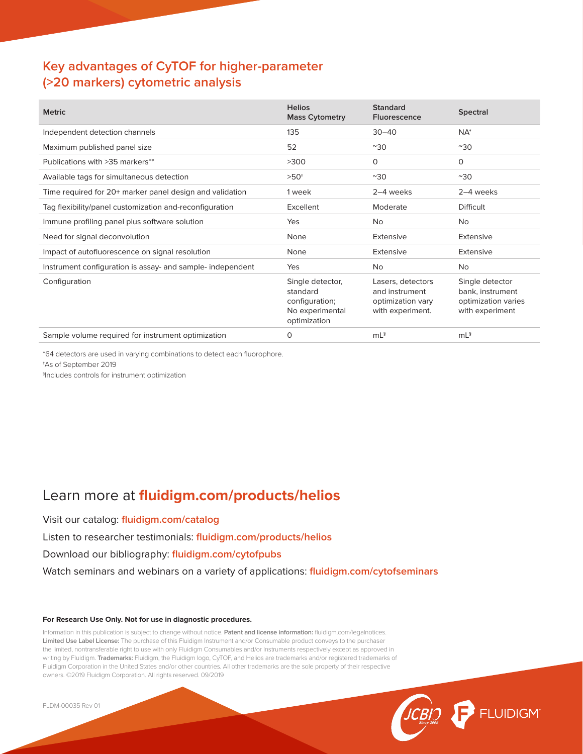## Key advantages of CyTOF for higher-parameter (>20 markers) cytometric analysis

| Metric | Helios Mass Cytometry | Standard Fluorescence | Spectral |
|---|---|---|---|
| Independent detection channels | 135 | 30–40 | NA* |
| Maximum published panel size | 52 | ~30 | ~30 |
| Publications with >35 markers** | >300 | 0 | 0 |
| Available tags for simultaneous detection | >50† | ~30 | ~30 |
| Time required for 20+ marker panel design and validation | 1 week | 2–4 weeks | 2–4 weeks |
| Tag flexibility/panel customization and-reconfiguration | Excellent | Moderate | Difficult |
| Immune profiling panel plus software solution | Yes | No | No |
| Need for signal deconvolution | None | Extensive | Extensive |
| Impact of autofluorescence on signal resolution | None | Extensive | Extensive |
| Instrument configuration is assay- and sample- independent | Yes | No | No |
| Configuration | Single detector, standard configuration; No experimental optimization | Lasers, detectors and instrument optimization vary with experiment. | Single detector bank, instrument optimization varies with experiment |
| Sample volume required for instrument optimization | 0 | mL§ | mL§ |

*64 detectors are used in varying combinations to detect each fluorophore.

†As of September 2019

§Includes controls for instrument optimization

# Learn more at **fluidigm.com/products/helios**

Visit our catalog: **fluidigm.com/catalog**

Listen to researcher testimonials: **fluidigm.com/products/helios**

Download our bibliography: **fluidigm.com/cytofpubs**

Watch seminars and webinars on a variety of applications: **fluidigm.com/cytofseminars**

**For Research Use Only. Not for use in diagnostic procedures.**

Information in this publication is subject to change without notice. **Patent and license information:** fluidigm.com/legalnotices. **Limited Use Label License:** The purchase of this Fluidigm Instrument and/or Consumable product conveys to the purchaser the limited, nontransferable right to use with only Fluidigm Consumables and/or Instruments respectively except as approved in writing by Fluidigm. **Trademarks:** Fluidigm, the Fluidigm logo, CyTOF, and Helios are trademarks and/or registered trademarks of Fluidigm Corporation in the United States and/or other countries. All other trademarks are the sole property of their respective owners. ©2019 Fluidigm Corporation. All rights reserved. 09/2019

FLDM-00035 Rev 01